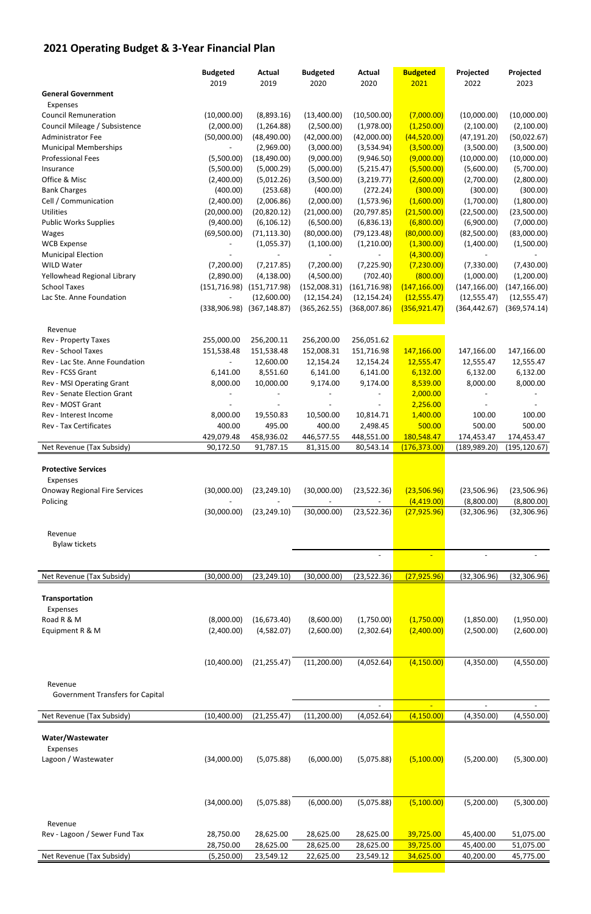## 2021 Operating Budget & 3-Year Financial Plan

| | Budgeted 2019 | Actual 2019 | Budgeted 2020 | Actual 2020 | Budgeted 2021 | Projected 2022 | Projected 2023 |
|---|---|---|---|---|---|---|---|
| **General Government** | | | | | | | |
| Expenses | | | | | | | |
| Council Remuneration | (10,000.00) | (8,893.16) | (13,400.00) | (10,500.00) | (7,000.00) | (10,000.00) | (10,000.00) |
| Council Mileage / Subsistence | (2,000.00) | (1,264.88) | (2,500.00) | (1,978.00) | (1,250.00) | (2,100.00) | (2,100.00) |
| Administrator Fee | (50,000.00) | (48,490.00) | (42,000.00) | (42,000.00) | (44,520.00) | (47,191.20) | (50,022.67) |
| Municipal Memberships | - | (2,969.00) | (3,000.00) | (3,534.94) | (3,500.00) | (3,500.00) | (3,500.00) |
| Professional Fees | (5,500.00) | (18,490.00) | (9,000.00) | (9,946.50) | (9,000.00) | (10,000.00) | (10,000.00) |
| Insurance | (5,500.00) | (5,000.29) | (5,000.00) | (5,215.47) | (5,500.00) | (5,600.00) | (5,700.00) |
| Office & Misc | (2,400.00) | (5,012.26) | (3,500.00) | (3,219.77) | (2,600.00) | (2,700.00) | (2,800.00) |
| Bank Charges | (400.00) | (253.68) | (400.00) | (272.24) | (300.00) | (300.00) | (300.00) |
| Cell / Communication | (2,400.00) | (2,006.86) | (2,000.00) | (1,573.96) | (1,600.00) | (1,700.00) | (1,800.00) |
| Utilities | (20,000.00) | (20,820.12) | (21,000.00) | (20,797.85) | (21,500.00) | (22,500.00) | (23,500.00) |
| Public Works Supplies | (9,400.00) | (6,106.12) | (6,500.00) | (6,836.13) | (6,800.00) | (6,900.00) | (7,000.00) |
| Wages | (69,500.00) | (71,113.30) | (80,000.00) | (79,123.48) | (80,000.00) | (82,500.00) | (83,000.00) |
| WCB Expense | - | (1,055.37) | (1,100.00) | (1,210.00) | (1,300.00) | (1,400.00) | (1,500.00) |
| Municipal Election | - | - | - | - | (4,300.00) | - | - |
| WILD Water | (7,200.00) | (7,217.85) | (7,200.00) | (7,225.90) | (7,230.00) | (7,330.00) | (7,430.00) |
| Yellowhead Regional Library | (2,890.00) | (4,138.00) | (4,500.00) | (702.40) | (800.00) | (1,000.00) | (1,200.00) |
| School Taxes | (151,716.98) | (151,717.98) | (152,008.31) | (161,716.98) | (147,166.00) | (147,166.00) | (147,166.00) |
| Lac Ste. Anne Foundation | - | (12,600.00) | (12,154.24) | (12,154.24) | (12,555.47) | (12,555.47) | (12,555.47) |
| | (338,906.98) | (367,148.87) | (365,262.55) | (368,007.86) | (356,921.47) | (364,442.67) | (369,574.14) |
| Revenue | | | | | | | |
| Rev - Property Taxes | 255,000.00 | 256,200.11 | 256,200.00 | 256,051.62 | | | |
| Rev - School Taxes | 151,538.48 | 151,538.48 | 152,008.31 | 151,716.98 | 147,166.00 | 147,166.00 | 147,166.00 |
| Rev - Lac Ste. Anne Foundation | - | 12,600.00 | 12,154.24 | 12,154.24 | 12,555.47 | 12,555.47 | 12,555.47 |
| Rev - FCSS Grant | 6,141.00 | 8,551.60 | 6,141.00 | 6,141.00 | 6,132.00 | 6,132.00 | 6,132.00 |
| Rev - MSI Operating Grant | 8,000.00 | 10,000.00 | 9,174.00 | 9,174.00 | 8,539.00 | 8,000.00 | 8,000.00 |
| Rev - Senate Election Grant | - | - | - | - | 2,000.00 | - | - |
| Rev - MOST Grant | - | - | - | - | 2,256.00 | - | - |
| Rev - Interest Income | 8,000.00 | 19,550.83 | 10,500.00 | 10,814.71 | 1,400.00 | 100.00 | 100.00 |
| Rev - Tax Certificates | 400.00 | 495.00 | 400.00 | 2,498.45 | 500.00 | 500.00 | 500.00 |
| | 429,079.48 | 458,936.02 | 446,577.55 | 448,551.00 | 180,548.47 | 174,453.47 | 174,453.47 |
| Net Revenue (Tax Subsidy) | 90,172.50 | 91,787.15 | 81,315.00 | 80,543.14 | (176,373.00) | (189,989.20) | (195,120.67) |
| **Protective Services** | | | | | | | |
| Expenses | | | | | | | |
| Onoway Regional Fire Services | (30,000.00) | (23,249.10) | (30,000.00) | (23,522.36) | (23,506.96) | (23,506.96) | (23,506.96) |
| Policing | - | - | - | - | (4,419.00) | (8,800.00) | (8,800.00) |
| | (30,000.00) | (23,249.10) | (30,000.00) | (23,522.36) | (27,925.96) | (32,306.96) | (32,306.96) |
| Revenue | | | | | | | |
| Bylaw tickets | | | | | | | |
| | | | | - | - | - | - |
| Net Revenue (Tax Subsidy) | (30,000.00) | (23,249.10) | (30,000.00) | (23,522.36) | (27,925.96) | (32,306.96) | (32,306.96) |
| **Transportation** | | | | | | | |
| Expenses | | | | | | | |
| Road R & M | (8,000.00) | (16,673.40) | (8,600.00) | (1,750.00) | (1,750.00) | (1,850.00) | (1,950.00) |
| Equipment R & M | (2,400.00) | (4,582.07) | (2,600.00) | (2,302.64) | (2,400.00) | (2,500.00) | (2,600.00) |
| | (10,400.00) | (21,255.47) | (11,200.00) | (4,052.64) | (4,150.00) | (4,350.00) | (4,550.00) |
| Revenue | | | | | | | |
| Government Transfers for Capital | | | | | | | |
| | | | | - | - | - | - |
| Net Revenue (Tax Subsidy) | (10,400.00) | (21,255.47) | (11,200.00) | (4,052.64) | (4,150.00) | (4,350.00) | (4,550.00) |
| **Water/Wastewater** | | | | | | | |
| Expenses | | | | | | | |
| Lagoon / Wastewater | (34,000.00) | (5,075.88) | (6,000.00) | (5,075.88) | (5,100.00) | (5,200.00) | (5,300.00) |
| | (34,000.00) | (5,075.88) | (6,000.00) | (5,075.88) | (5,100.00) | (5,200.00) | (5,300.00) |
| Revenue | | | | | | | |
| Rev - Lagoon / Sewer Fund Tax | 28,750.00 | 28,625.00 | 28,625.00 | 28,625.00 | 39,725.00 | 45,400.00 | 51,075.00 |
| | 28,750.00 | 28,625.00 | 28,625.00 | 28,625.00 | 39,725.00 | 45,400.00 | 51,075.00 |
| Net Revenue (Tax Subsidy) | (5,250.00) | 23,549.12 | 22,625.00 | 23,549.12 | 34,625.00 | 40,200.00 | 45,775.00 |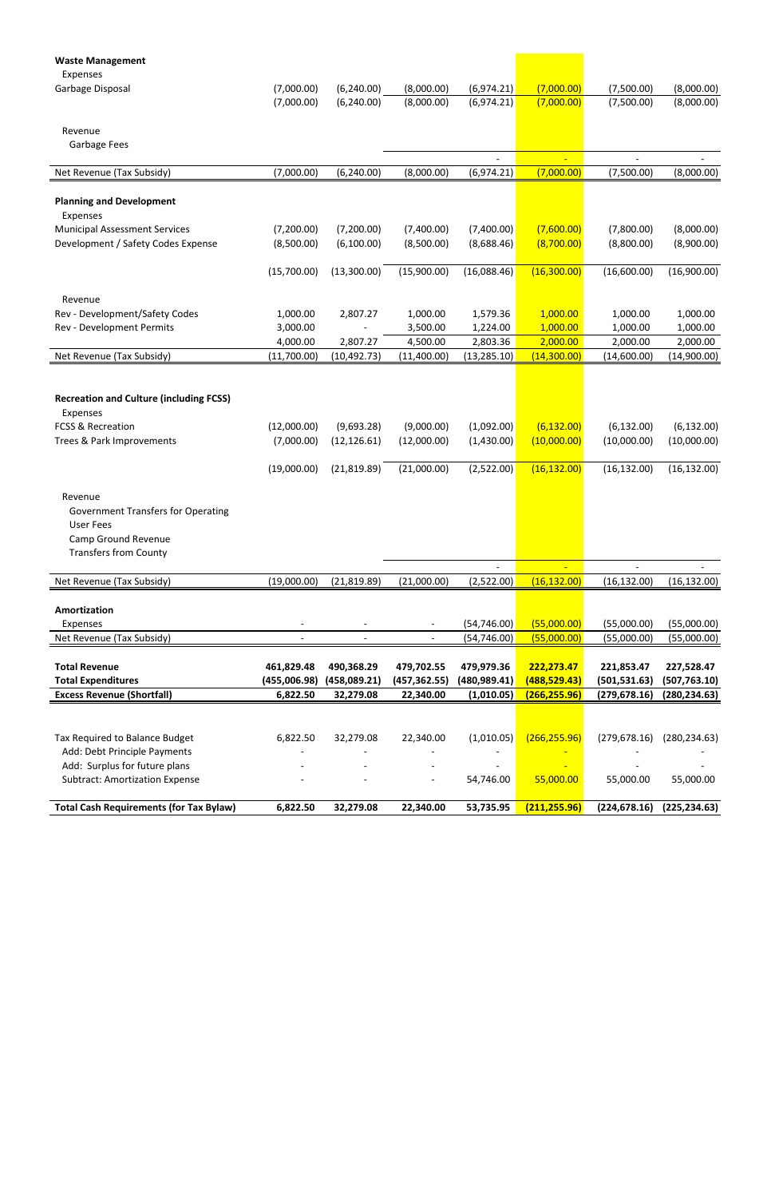| | | | | | | | |
|---|---|---|---|---|---|---|---|
| **Waste Management** | | | | | | | |
| Expenses | | | | | | | |
| Garbage Disposal | (7,000.00) | (6,240.00) | (8,000.00) | (6,974.21) | (7,000.00) | (7,500.00) | (8,000.00) |
| | (7,000.00) | (6,240.00) | (8,000.00) | (6,974.21) | (7,000.00) | (7,500.00) | (8,000.00) |
| Revenue | | | | | | | |
| Garbage Fees | | | | | | | |
| | | | | - | - | - | - |
| Net Revenue (Tax Subsidy) | (7,000.00) | (6,240.00) | (8,000.00) | (6,974.21) | (7,000.00) | (7,500.00) | (8,000.00) |
| **Planning and Development** | | | | | | | |
| Expenses | | | | | | | |
| Municipal Assessment Services | (7,200.00) | (7,200.00) | (7,400.00) | (7,400.00) | (7,600.00) | (7,800.00) | (8,000.00) |
| Development / Safety Codes Expense | (8,500.00) | (6,100.00) | (8,500.00) | (8,688.46) | (8,700.00) | (8,800.00) | (8,900.00) |
| | (15,700.00) | (13,300.00) | (15,900.00) | (16,088.46) | (16,300.00) | (16,600.00) | (16,900.00) |
| Revenue | | | | | | | |
| Rev - Development/Safety Codes | 1,000.00 | 2,807.27 | 1,000.00 | 1,579.36 | 1,000.00 | 1,000.00 | 1,000.00 |
| Rev - Development Permits | 3,000.00 | - | 3,500.00 | 1,224.00 | 1,000.00 | 1,000.00 | 1,000.00 |
| | 4,000.00 | 2,807.27 | 4,500.00 | 2,803.36 | 2,000.00 | 2,000.00 | 2,000.00 |
| Net Revenue (Tax Subsidy) | (11,700.00) | (10,492.73) | (11,400.00) | (13,285.10) | (14,300.00) | (14,600.00) | (14,900.00) |
| **Recreation and Culture (including FCSS)** | | | | | | | |
| Expenses | | | | | | | |
| FCSS & Recreation | (12,000.00) | (9,693.28) | (9,000.00) | (1,092.00) | (6,132.00) | (6,132.00) | (6,132.00) |
| Trees & Park Improvements | (7,000.00) | (12,126.61) | (12,000.00) | (1,430.00) | (10,000.00) | (10,000.00) | (10,000.00) |
| | (19,000.00) | (21,819.89) | (21,000.00) | (2,522.00) | (16,132.00) | (16,132.00) | (16,132.00) |
| Revenue | | | | | | | |
| Government Transfers for Operating | | | | | | | |
| User Fees | | | | | | | |
| Camp Ground Revenue | | | | | | | |
| Transfers from County | | | | | | | |
| | | | | - | - | - | - |
| Net Revenue (Tax Subsidy) | (19,000.00) | (21,819.89) | (21,000.00) | (2,522.00) | (16,132.00) | (16,132.00) | (16,132.00) |
| **Amortization** | | | | | | | |
| Expenses | - | - | - | (54,746.00) | (55,000.00) | (55,000.00) | (55,000.00) |
| Net Revenue (Tax Subsidy) | - | - | - | (54,746.00) | (55,000.00) | (55,000.00) | (55,000.00) |
| **Total Revenue** | **461,829.48** | **490,368.29** | **479,702.55** | **479,979.36** | **222,273.47** | **221,853.47** | **227,528.47** |
| **Total Expenditures** | **(455,006.98)** | **(458,089.21)** | **(457,362.55)** | **(480,989.41)** | **(488,529.43)** | **(501,531.63)** | **(507,763.10)** |
| **Excess Revenue (Shortfall)** | **6,822.50** | **32,279.08** | **22,340.00** | **(1,010.05)** | **(266,255.96)** | **(279,678.16)** | **(280,234.63)** |
| Tax Required to Balance Budget | 6,822.50 | 32,279.08 | 22,340.00 | (1,010.05) | (266,255.96) | (279,678.16) | (280,234.63) |
| Add: Debt Principle Payments | - | - | - | - | - | - | - |
| Add: Surplus for future plans | - | - | - | - | - | - | - |
| Subtract: Amortization Expense | - | - | - | 54,746.00 | 55,000.00 | 55,000.00 | 55,000.00 |
| **Total Cash Requirements (for Tax Bylaw)** | **6,822.50** | **32,279.08** | **22,340.00** | **53,735.95** | **(211,255.96)** | **(224,678.16)** | **(225,234.63)** |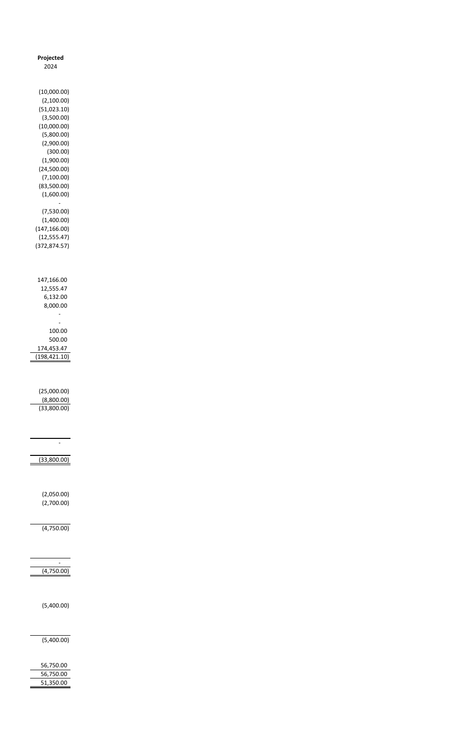| Projected |
|---|
| 2024 |
| |
| (10,000.00) |
| (2,100.00) |
| (51,023.10) |
| (3,500.00) |
| (10,000.00) |
| (5,800.00) |
| (2,900.00) |
| (300.00) |
| (1,900.00) |
| (24,500.00) |
| (7,100.00) |
| (83,500.00) |
| (1,600.00) |
| - |
| (7,530.00) |
| (1,400.00) |
| (147,166.00) |
| (12,555.47) |
| (372,874.57) |
| |
| 147,166.00 |
| 12,555.47 |
| 6,132.00 |
| 8,000.00 |
| - |
| - |
| 100.00 |
| 500.00 |
| 174,453.47 |
| (198,421.10) |
| |
| (25,000.00) |
| (8,800.00) |
| (33,800.00) |
| |
| - |
| (33,800.00) |
| |
| (2,050.00) |
| (2,700.00) |
| (4,750.00) |
| |
| - |
| (4,750.00) |
| |
| (5,400.00) |
| (5,400.00) |
| |
| 56,750.00 |
| 56,750.00 |
| 51,350.00 |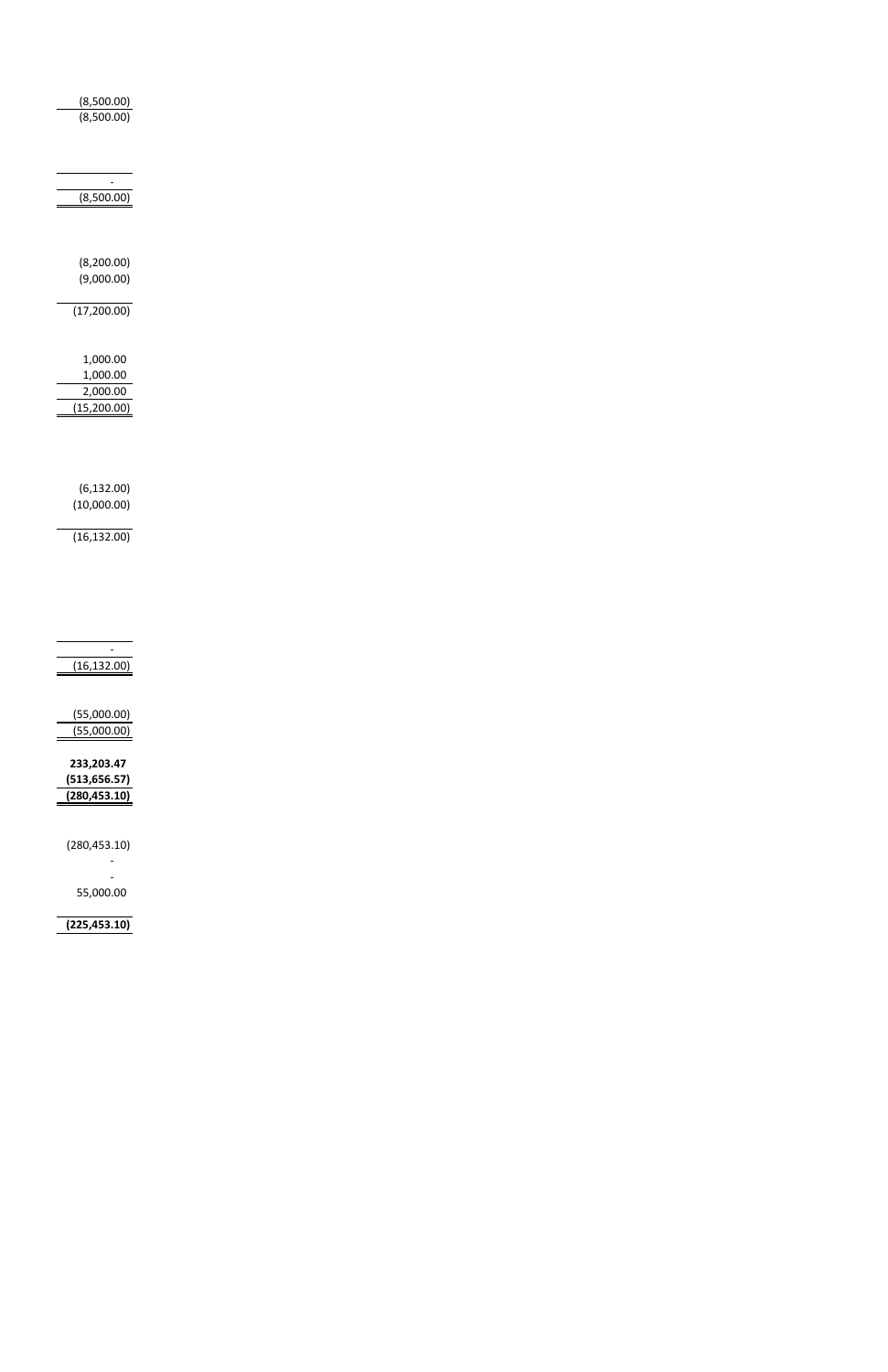| |
|---:|
| (8,500.00) |
| (8,500.00) |
| |
| - |
| (8,500.00) |
| |
| (8,200.00) |
| (9,000.00) |
| |
| (17,200.00) |
| |
| 1,000.00 |
| 1,000.00 |
| 2,000.00 |
| (15,200.00) |
| |
| (6,132.00) |
| (10,000.00) |
| |
| (16,132.00) |
| |
| - |
| (16,132.00) |
| |
| (55,000.00) |
| (55,000.00) |
| |
| **233,203.47** |
| **(513,656.57)** |
| **(280,453.10)** |
| |
| (280,453.10) |
| - |
| - |
| 55,000.00 |
| |
| **(225,453.10)** |